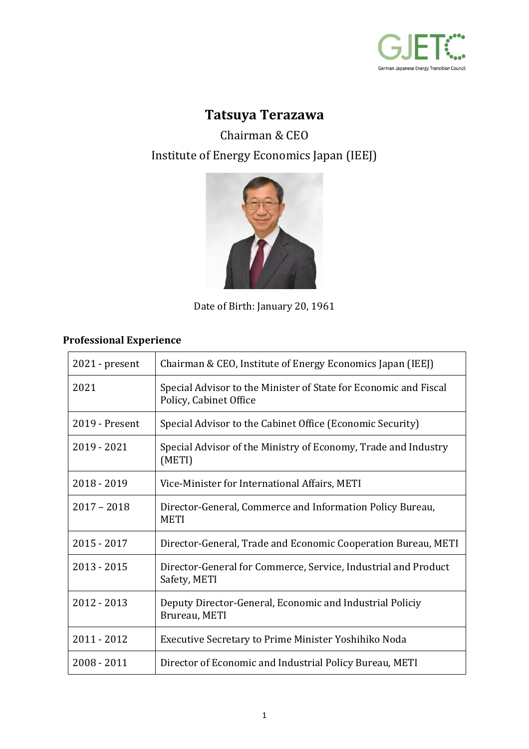# Tatsuya Terazawa

Chairman & CEO

Institute of Energy Economics Japan (IEEJ)

Date of Birth: January 20, 1961

### Professional Experience

| | |
|---|---|
| 2021 - present | Chairman & CEO, Institute of Energy Economics Japan (IEEJ) |
| 2021 | Special Advisor to the Minister of State for Economic and Fiscal Policy, Cabinet Office |
| 2019 - Present | Special Advisor to the Cabinet Office (Economic Security) |
| 2019 - 2021 | Special Advisor of the Ministry of Economy, Trade and Industry (METI) |
| 2018 - 2019 | Vice-Minister for International Affairs, METI |
| 2017 – 2018 | Director-General, Commerce and Information Policy Bureau, METI |
| 2015 - 2017 | Director-General, Trade and Economic Cooperation Bureau, METI |
| 2013 - 2015 | Director-General for Commerce, Service, Industrial and Product Safety, METI |
| 2012 - 2013 | Deputy Director-General, Economic and Industrial Policiy Brureau, METI |
| 2011 - 2012 | Executive Secretary to Prime Minister Yoshihiko Noda |
| 2008 - 2011 | Director of Economic and Industrial Policy Bureau, METI |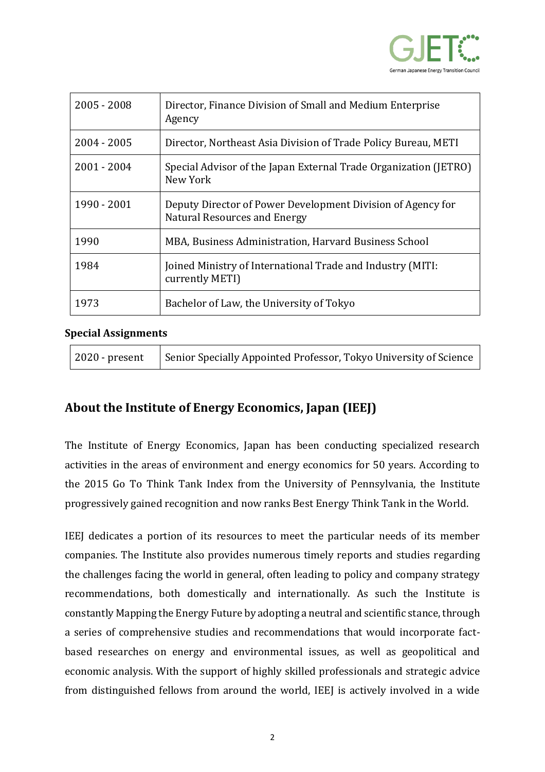| 2005 - 2008 | Director, Finance Division of Small and Medium Enterprise Agency |
|---|---|
| 2004 - 2005 | Director, Northeast Asia Division of Trade Policy Bureau, METI |
| 2001 - 2004 | Special Advisor of the Japan External Trade Organization (JETRO) New York |
| 1990 - 2001 | Deputy Director of Power Development Division of Agency for Natural Resources and Energy |
| 1990 | MBA, Business Administration, Harvard Business School |
| 1984 | Joined Ministry of International Trade and Industry (MITI: currently METI) |
| 1973 | Bachelor of Law, the University of Tokyo |

**Special Assignments**

| 2020 - present | Senior Specially Appointed Professor, Tokyo University of Science |
|---|---|

## About the Institute of Energy Economics, Japan (IEEJ)

The Institute of Energy Economics, Japan has been conducting specialized research activities in the areas of environment and energy economics for 50 years. According to the 2015 Go To Think Tank Index from the University of Pennsylvania, the Institute progressively gained recognition and now ranks Best Energy Think Tank in the World.

IEEJ dedicates a portion of its resources to meet the particular needs of its member companies. The Institute also provides numerous timely reports and studies regarding the challenges facing the world in general, often leading to policy and company strategy recommendations, both domestically and internationally. As such the Institute is constantly Mapping the Energy Future by adopting a neutral and scientific stance, through a series of comprehensive studies and recommendations that would incorporate fact-based researches on energy and environmental issues, as well as geopolitical and economic analysis. With the support of highly skilled professionals and strategic advice from distinguished fellows from around the world, IEEJ is actively involved in a wide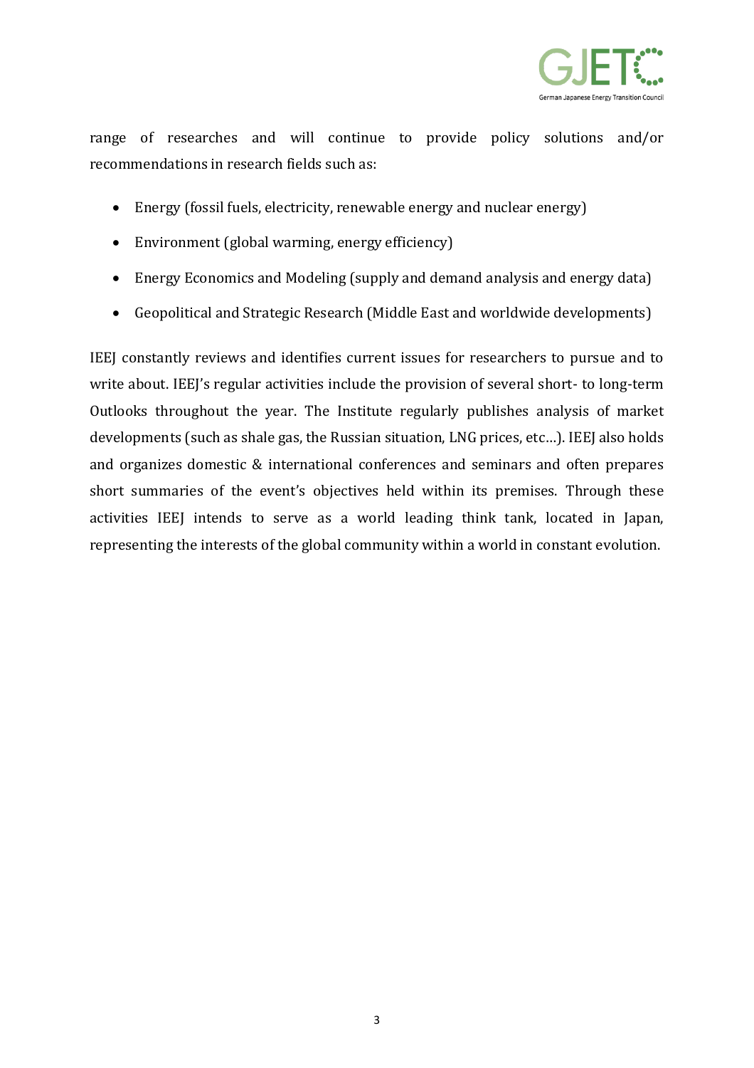range of researches and will continue to provide policy solutions and/or recommendations in research fields such as:

- Energy (fossil fuels, electricity, renewable energy and nuclear energy)
- Environment (global warming, energy efficiency)
- Energy Economics and Modeling (supply and demand analysis and energy data)
- Geopolitical and Strategic Research (Middle East and worldwide developments)

IEEJ constantly reviews and identifies current issues for researchers to pursue and to write about. IEEJ's regular activities include the provision of several short- to long-term Outlooks throughout the year. The Institute regularly publishes analysis of market developments (such as shale gas, the Russian situation, LNG prices, etc…). IEEJ also holds and organizes domestic & international conferences and seminars and often prepares short summaries of the event's objectives held within its premises. Through these activities IEEJ intends to serve as a world leading think tank, located in Japan, representing the interests of the global community within a world in constant evolution.